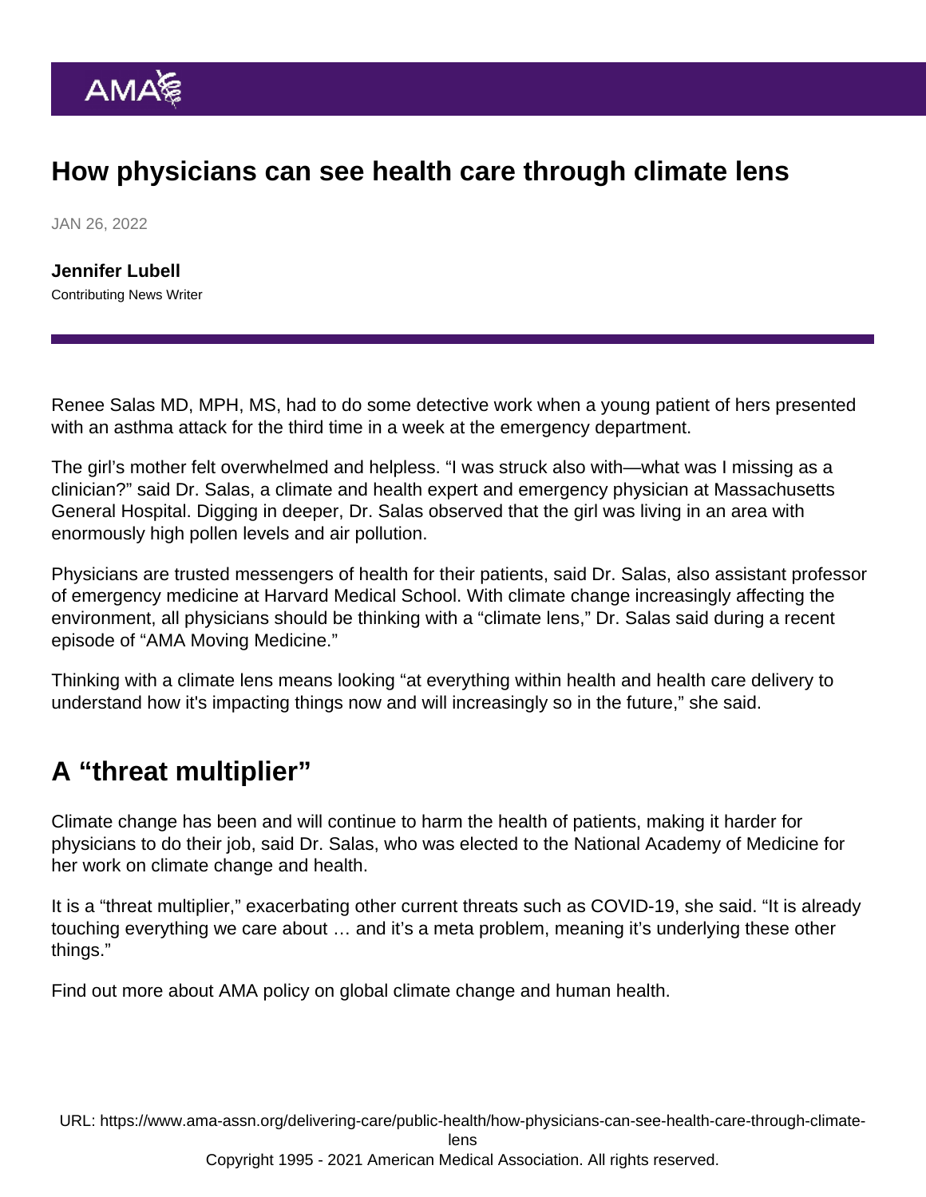# How physicians can see health care through climate lens

JAN 26, 2022

**Jennifer Lubell**

Contributing News Writer

Renee Salas MD, MPH, MS, had to do some detective work when a young patient of hers presented with an asthma attack for the third time in a week at the emergency department.

The girl's mother felt overwhelmed and helpless. "I was struck also with—what was I missing as a clinician?" said Dr. Salas, a climate and health expert and emergency physician at Massachusetts General Hospital. Digging in deeper, Dr. Salas observed that the girl was living in an area with enormously high pollen levels and air pollution.

Physicians are trusted messengers of health for their patients, said Dr. Salas, also assistant professor of emergency medicine at Harvard Medical School. With climate change increasingly affecting the environment, all physicians should be thinking with a "climate lens," Dr. Salas said during a recent episode of "AMA Moving Medicine."

Thinking with a climate lens means looking "at everything within health and health care delivery to understand how it's impacting things now and will increasingly so in the future," she said.

## A "threat multiplier"

Climate change has been and will continue to harm the health of patients, making it harder for physicians to do their job, said Dr. Salas, who was elected to the National Academy of Medicine for her work on climate change and health.

It is a "threat multiplier," exacerbating other current threats such as COVID-19, she said. "It is already touching everything we care about … and it's a meta problem, meaning it's underlying these other things."

Find out more about AMA policy on global climate change and human health.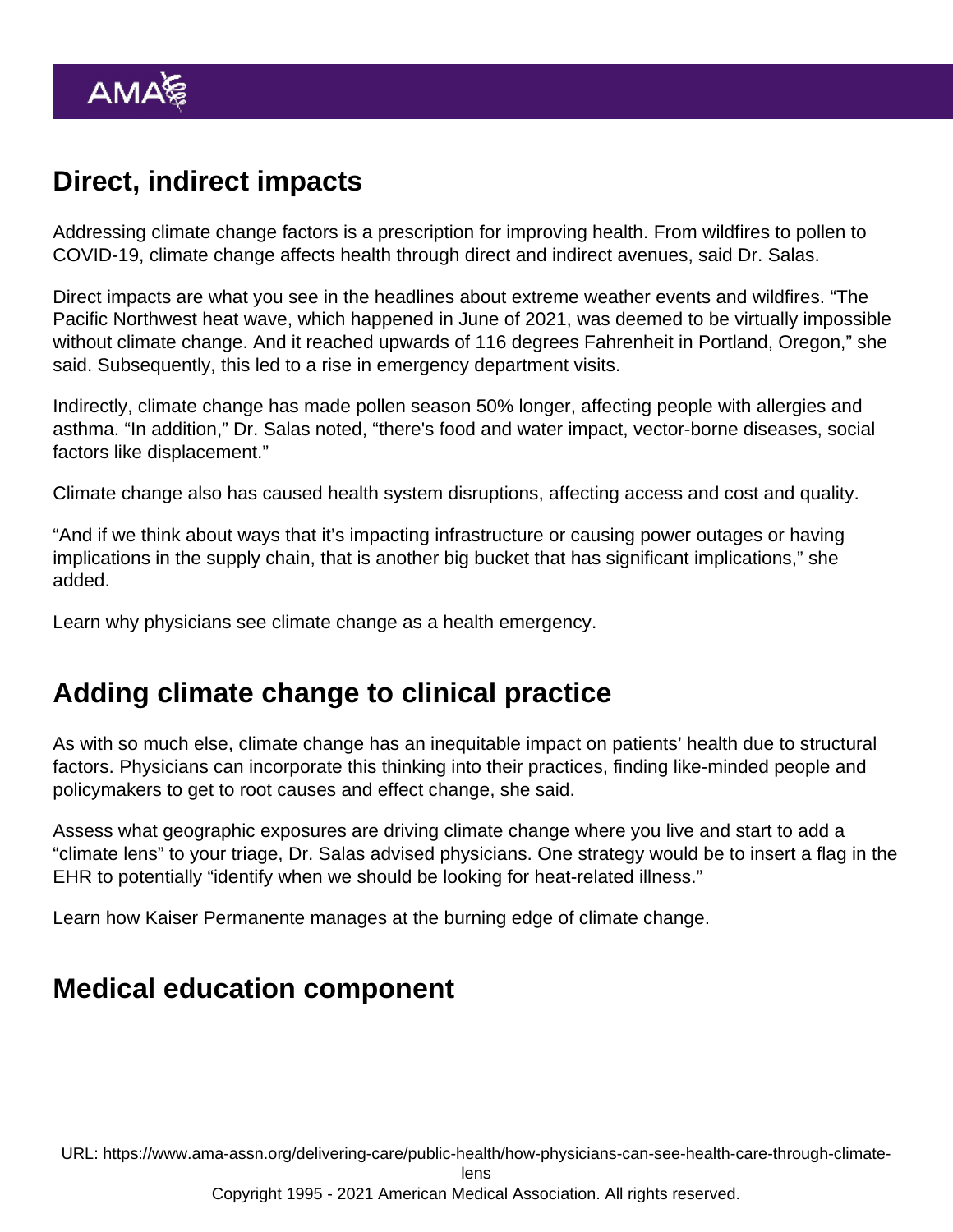## Direct, indirect impacts

Addressing climate change factors is a prescription for improving health. From wildfires to pollen to COVID-19, climate change affects health through direct and indirect avenues, said Dr. Salas.

Direct impacts are what you see in the headlines about extreme weather events and wildfires. "The Pacific Northwest heat wave, which happened in June of 2021, was deemed to be virtually impossible without climate change. And it reached upwards of 116 degrees Fahrenheit in Portland, Oregon," she said. Subsequently, this led to a rise in emergency department visits.

Indirectly, climate change has made pollen season 50% longer, affecting people with allergies and asthma. "In addition," Dr. Salas noted, "there's food and water impact, vector-borne diseases, social factors like displacement."

Climate change also has caused health system disruptions, affecting access and cost and quality.

"And if we think about ways that it's impacting infrastructure or causing power outages or having implications in the supply chain, that is another big bucket that has significant implications," she added.

Learn why physicians see climate change as a health emergency.

## Adding climate change to clinical practice

As with so much else, climate change has an inequitable impact on patients' health due to structural factors. Physicians can incorporate this thinking into their practices, finding like-minded people and policymakers to get to root causes and effect change, she said.

Assess what geographic exposures are driving climate change where you live and start to add a "climate lens" to your triage, Dr. Salas advised physicians. One strategy would be to insert a flag in the EHR to potentially "identify when we should be looking for heat-related illness."

Learn how Kaiser Permanente manages at the burning edge of climate change.

## Medical education component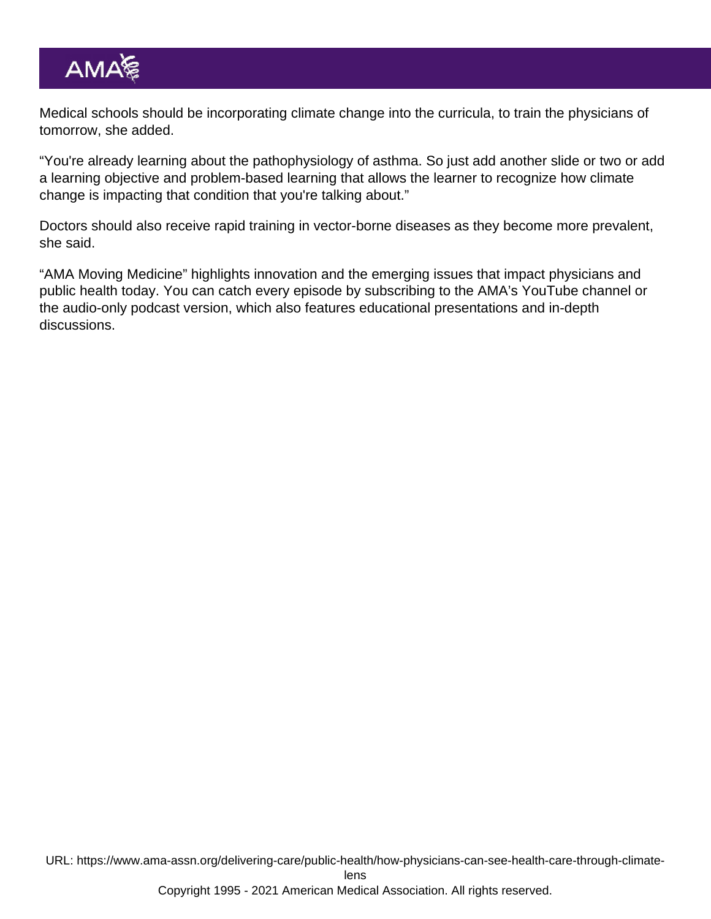Medical schools should be incorporating climate change into the curricula, to train the physicians of tomorrow, she added.

“You're already learning about the pathophysiology of asthma. So just add another slide or two or add a learning objective and problem-based learning that allows the learner to recognize how climate change is impacting that condition that you're talking about.”

Doctors should also receive rapid training in vector-borne diseases as they become more prevalent, she said.

“AMA Moving Medicine” highlights innovation and the emerging issues that impact physicians and public health today. You can catch every episode by subscribing to the AMA’s YouTube channel or the audio-only podcast version, which also features educational presentations and in-depth discussions.